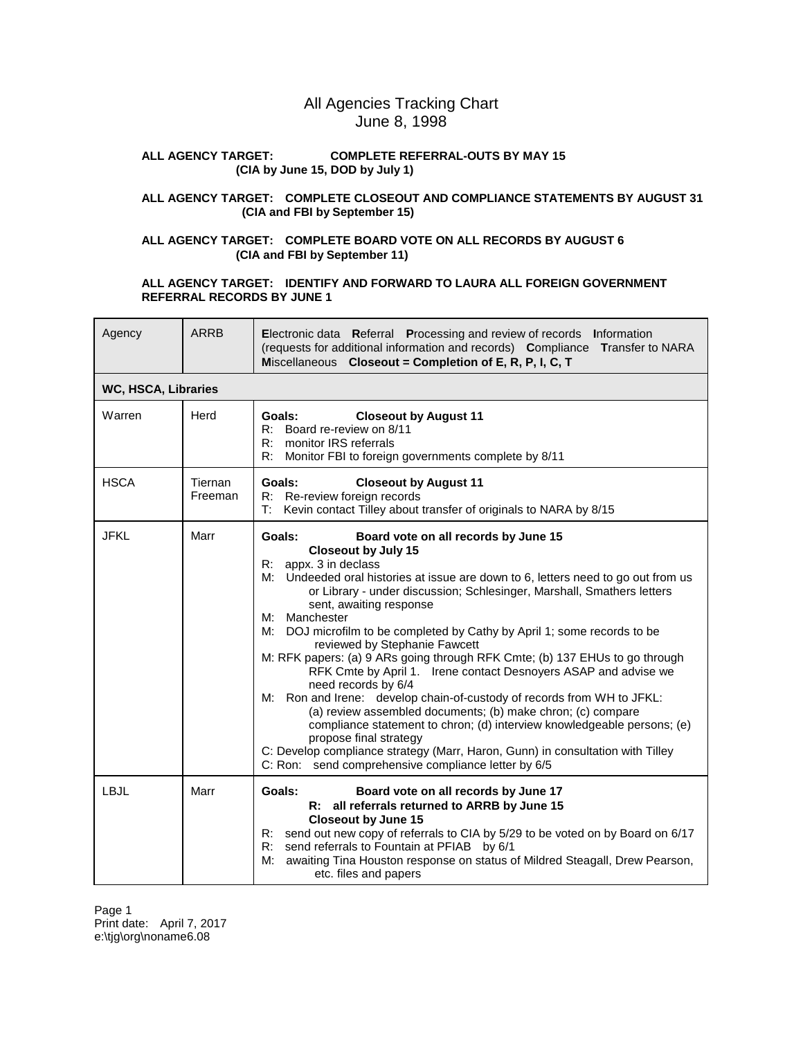# All Agencies Tracking Chart
## June 8, 1998

**ALL AGENCY TARGET: COMPLETE REFERRAL-OUTS BY MAY 15**
**(CIA by June 15, DOD by July 1)**

**ALL AGENCY TARGET: COMPLETE CLOSEOUT AND COMPLIANCE STATEMENTS BY AUGUST 31**
**(CIA and FBI by September 15)**

**ALL AGENCY TARGET: COMPLETE BOARD VOTE ON ALL RECORDS BY AUGUST 6**
**(CIA and FBI by September 11)**

**ALL AGENCY TARGET: IDENTIFY AND FORWARD TO LAURA ALL FOREIGN GOVERNMENT REFERRAL RECORDS BY JUNE 1**

| Agency | ARRB | **E**lectronic data **R**eferral **P**rocessing and review of records **I**nformation (requests for additional information and records) **C**ompliance **T**ransfer to NARA **M**iscellaneous **Closeout = Completion of E, R, P, I, C, T** |
|---|---|---|
| **WC, HSCA, Libraries** | | |
| Warren | Herd | **Goals: Closeout by August 11**<br>R: Board re-review on 8/11<br>R: monitor IRS referrals<br>R: Monitor FBI to foreign governments complete by 8/11 |
| HSCA | Tiernan Freeman | **Goals: Closeout by August 11**<br>R: Re-review foreign records<br>T: Kevin contact Tilley about transfer of originals to NARA by 8/15 |
| JFKL | Marr | **Goals: Board vote on all records by June 15**<br>**Closeout by July 15**<br>R: appx. 3 in declass<br>M: Undeeded oral histories at issue are down to 6, letters need to go out from us or Library - under discussion; Schlesinger, Marshall, Smathers letters sent, awaiting response<br>M: Manchester<br>M: DOJ microfilm to be completed by Cathy by April 1; some records to be reviewed by Stephanie Fawcett<br>M: RFK papers: (a) 9 ARs going through RFK Cmte; (b) 137 EHUs to go through RFK Cmte by April 1. Irene contact Desnoyers ASAP and advise we need records by 6/4<br>M: Ron and Irene: develop chain-of-custody of records from WH to JFKL: (a) review assembled documents; (b) make chron; (c) compare compliance statement to chron; (d) interview knowledgeable persons; (e) propose final strategy<br>C: Develop compliance strategy (Marr, Haron, Gunn) in consultation with Tilley<br>C: Ron: send comprehensive compliance letter by 6/5 |
| LBJL | Marr | **Goals: Board vote on all records by June 17**<br>**R: all referrals returned to ARRB by June 15**<br>**Closeout by June 15**<br>R: send out new copy of referrals to CIA by 5/29 to be voted on by Board on 6/17<br>R: send referrals to Fountain at PFIAB by 6/1<br>M: awaiting Tina Houston response on status of Mildred Steagall, Drew Pearson, etc. files and papers |

Print date: April 7, 2017
e:\tjg\org\noname6.08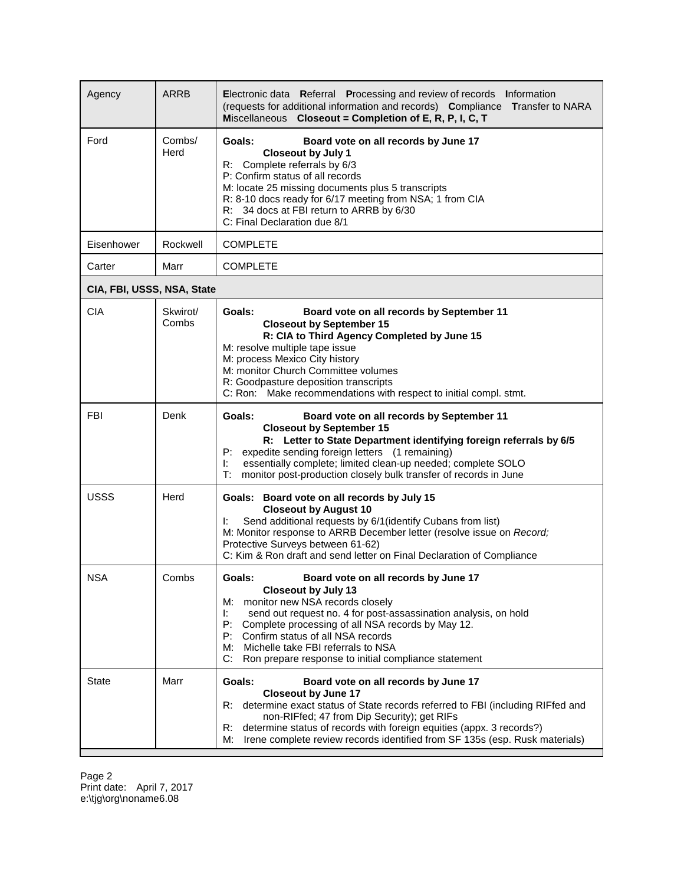| Agency | ARRB | **E**lectronic data **R**eferral **P**rocessing and review of records **I**nformation (requests for additional information and records) **C**ompliance **T**ransfer to NARA **M**iscellaneous **Closeout = Completion of E, R, P, I, C, T** |
|---|---|---|
| Ford | Combs/ Herd | **Goals: Board vote on all records by June 17**<br>**Closeout by July 1**<br>R: Complete referrals by 6/3<br>P: Confirm status of all records<br>M: locate 25 missing documents plus 5 transcripts<br>R: 8-10 docs ready for 6/17 meeting from NSA; 1 from CIA<br>R: 34 docs at FBI return to ARRB by 6/30<br>C: Final Declaration due 8/1 |
| Eisenhower | Rockwell | COMPLETE |
| Carter | Marr | COMPLETE |
| **CIA, FBI, USSS, NSA, State** | | |
| CIA | Skwirot/ Combs | **Goals: Board vote on all records by September 11**<br>**Closeout by September 15**<br>**R: CIA to Third Agency Completed by June 15**<br>M: resolve multiple tape issue<br>M: process Mexico City history<br>M: monitor Church Committee volumes<br>R: Goodpasture deposition transcripts<br>C: Ron: Make recommendations with respect to initial compl. stmt. |
| FBI | Denk | **Goals: Board vote on all records by September 11**<br>**Closeout by September 15**<br>**R: Letter to State Department identifying foreign referrals by 6/5**<br>P: expedite sending foreign letters (1 remaining)<br>I: essentially complete; limited clean-up needed; complete SOLO<br>T: monitor post-production closely bulk transfer of records in June |
| USSS | Herd | **Goals: Board vote on all records by July 15**<br>**Closeout by August 10**<br>I: Send additional requests by 6/1(identify Cubans from list)<br>M: Monitor response to ARRB December letter (resolve issue on *Record;* Protective Surveys between 61-62)<br>C: Kim & Ron draft and send letter on Final Declaration of Compliance |
| NSA | Combs | **Goals: Board vote on all records by June 17**<br>**Closeout by July 13**<br>M: monitor new NSA records closely<br>I: send out request no. 4 for post-assassination analysis, on hold<br>P: Complete processing of all NSA records by May 12.<br>P: Confirm status of all NSA records<br>M: Michelle take FBI referrals to NSA<br>C: Ron prepare response to initial compliance statement |
| State | Marr | **Goals: Board vote on all records by June 17**<br>**Closeout by June 17**<br>R: determine exact status of State records referred to FBI (including RIFfed and non-RIFfed; 47 from Dip Security); get RIFs<br>R: determine status of records with foreign equities (appx. 3 records?)<br>M: Irene complete review records identified from SF 135s (esp. Rusk materials) |

Print date: April 7, 2017
e:\tjg\org\noname6.08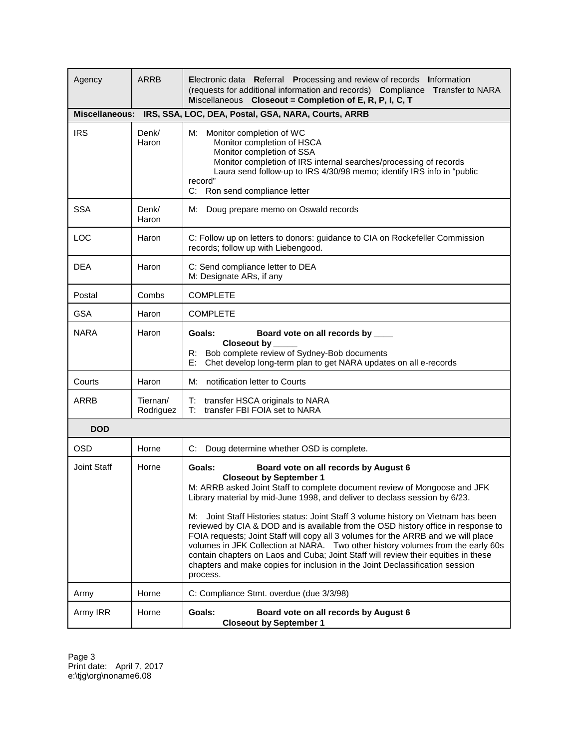| Agency | ARRB | **E**lectronic data **R**eferral **P**rocessing and review of records **I**nformation (requests for additional information and records) **C**ompliance **T**ransfer to NARA **M**iscellaneous **Closeout = Completion of E, R, P, I, C, T** |
|---|---|---|
| **Miscellaneous: IRS, SSA, LOC, DEA, Postal, GSA, NARA, Courts, ARRB** | | |
| IRS | Denk/ Haron | M: Monitor completion of WC<br>Monitor completion of HSCA<br>Monitor completion of SSA<br>Monitor completion of IRS internal searches/processing of records<br>Laura send follow-up to IRS 4/30/98 memo; identify IRS info in "public record"<br>C: Ron send compliance letter |
| SSA | Denk/ Haron | M: Doug prepare memo on Oswald records |
| LOC | Haron | C: Follow up on letters to donors: guidance to CIA on Rockefeller Commission records; follow up with Liebengood. |
| DEA | Haron | C: Send compliance letter to DEA<br>M: Designate ARs, if any |
| Postal | Combs | COMPLETE |
| GSA | Haron | COMPLETE |
| NARA | Haron | **Goals: Board vote on all records by \_\_\_\_**<br>**Closeout by \_\_\_\_\_**<br>R: Bob complete review of Sydney-Bob documents<br>E: Chet develop long-term plan to get NARA updates on all e-records |
| Courts | Haron | M: notification letter to Courts |
| ARRB | Tiernan/ Rodriguez | T: transfer HSCA originals to NARA<br>T: transfer FBI FOIA set to NARA |
| **DOD** | | |
| OSD | Horne | C: Doug determine whether OSD is complete. |
| Joint Staff | Horne | **Goals: Board vote on all records by August 6**<br>**Closeout by September 1**<br>M: ARRB asked Joint Staff to complete document review of Mongoose and JFK Library material by mid-June 1998, and deliver to declass session by 6/23.<br><br>M: Joint Staff Histories status: Joint Staff 3 volume history on Vietnam has been reviewed by CIA & DOD and is available from the OSD history office in response to FOIA requests; Joint Staff will copy all 3 volumes for the ARRB and we will place volumes in JFK Collection at NARA. Two other history volumes from the early 60s contain chapters on Laos and Cuba; Joint Staff will review their equities in these chapters and make copies for inclusion in the Joint Declassification session process. |
| Army | Horne | C: Compliance Stmt. overdue (due 3/3/98) |
| Army IRR | Horne | **Goals: Board vote on all records by August 6**<br>**Closeout by September 1** |

Print date: April 7, 2017
e:\tjg\org\noname6.08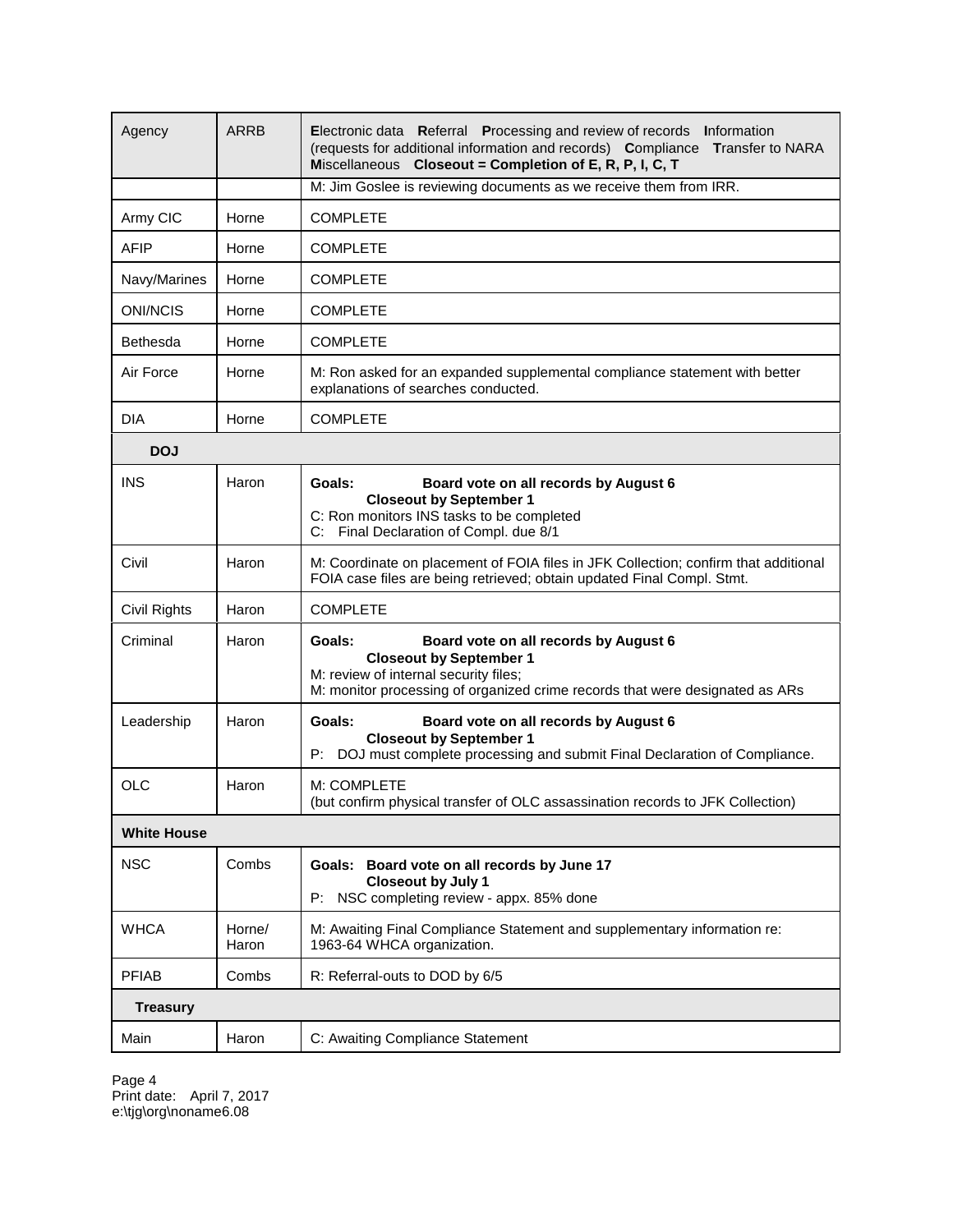| Agency | ARRB | **E**lectronic data **R**eferral **P**rocessing and review of records **I**nformation (requests for additional information and records) **C**ompliance **T**ransfer to NARA **M**iscellaneous **Closeout = Completion of E, R, P, I, C, T** |
|---|---|---|
| | | M: Jim Goslee is reviewing documents as we receive them from IRR. |
| Army CIC | Horne | COMPLETE |
| AFIP | Horne | COMPLETE |
| Navy/Marines | Horne | COMPLETE |
| ONI/NCIS | Horne | COMPLETE |
| Bethesda | Horne | COMPLETE |
| Air Force | Horne | M: Ron asked for an expanded supplemental compliance statement with better explanations of searches conducted. |
| DIA | Horne | COMPLETE |
| **DOJ** | | |
| INS | Haron | **Goals: Board vote on all records by August 6**<br>**Closeout by September 1**<br>C: Ron monitors INS tasks to be completed<br>C: Final Declaration of Compl. due 8/1 |
| Civil | Haron | M: Coordinate on placement of FOIA files in JFK Collection; confirm that additional FOIA case files are being retrieved; obtain updated Final Compl. Stmt. |
| Civil Rights | Haron | COMPLETE |
| Criminal | Haron | **Goals: Board vote on all records by August 6**<br>**Closeout by September 1**<br>M: review of internal security files;<br>M: monitor processing of organized crime records that were designated as ARs |
| Leadership | Haron | **Goals: Board vote on all records by August 6**<br>**Closeout by September 1**<br>P: DOJ must complete processing and submit Final Declaration of Compliance. |
| OLC | Haron | M: COMPLETE<br>(but confirm physical transfer of OLC assassination records to JFK Collection) |
| **White House** | | |
| NSC | Combs | **Goals: Board vote on all records by June 17**<br>**Closeout by July 1**<br>P: NSC completing review - appx. 85% done |
| WHCA | Horne/ Haron | M: Awaiting Final Compliance Statement and supplementary information re: 1963-64 WHCA organization. |
| PFIAB | Combs | R: Referral-outs to DOD by 6/5 |
| **Treasury** | | |
| Main | Haron | C: Awaiting Compliance Statement |

Print date: April 7, 2017
e:\tjg\org\noname6.08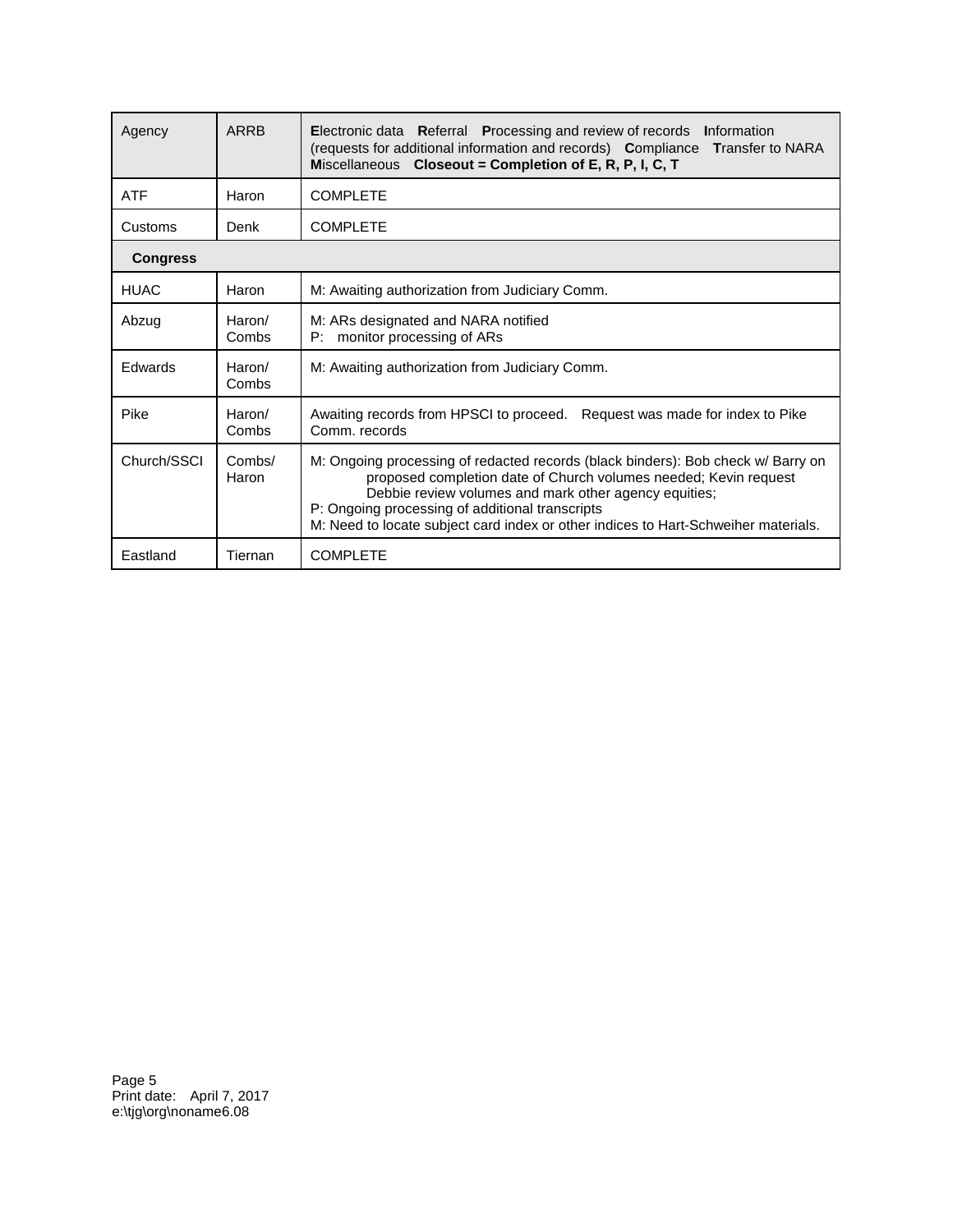| Agency | ARRB | **E**lectronic data **R**eferral **P**rocessing and review of records **I**nformation (requests for additional information and records) **C**ompliance **T**ransfer to NARA **M**iscellaneous **Closeout = Completion of E, R, P, I, C, T** |
| --- | --- | --- |
| ATF | Haron | COMPLETE |
| Customs | Denk | COMPLETE |
| **Congress** | | |
| HUAC | Haron | M: Awaiting authorization from Judiciary Comm. |
| Abzug | Haron/ Combs | M: ARs designated and NARA notified<br>P: monitor processing of ARs |
| Edwards | Haron/ Combs | M: Awaiting authorization from Judiciary Comm. |
| Pike | Haron/ Combs | Awaiting records from HPSCI to proceed. Request was made for index to Pike Comm. records |
| Church/SSCI | Combs/ Haron | M: Ongoing processing of redacted records (black binders): Bob check w/ Barry on proposed completion date of Church volumes needed; Kevin request Debbie review volumes and mark other agency equities;<br>P: Ongoing processing of additional transcripts<br>M: Need to locate subject card index or other indices to Hart-Schweiher materials. |
| Eastland | Tiernan | COMPLETE |

Print date: April 7, 2017
e:\tjg\org\noname6.08